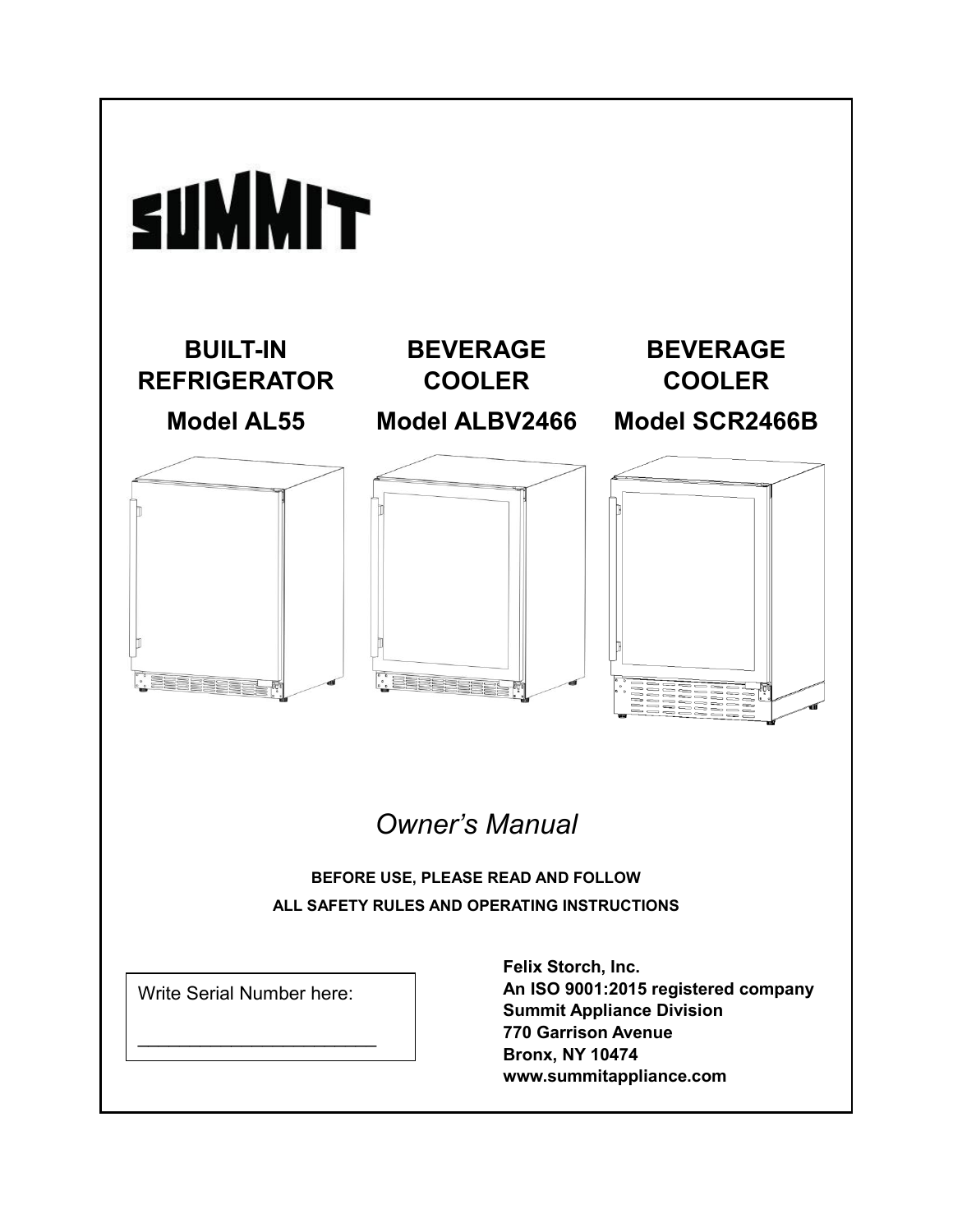# SUMMIT

| BUILT-IN REFRIGERATOR | BEVERAGE COOLER | BEVERAGE COOLER |
| --- | --- | --- |
| **Model AL55** | **Model ALBV2466** | **Model SCR2466B** |

*Owner's Manual*

**BEFORE USE, PLEASE READ AND FOLLOW ALL SAFETY RULES AND OPERATING INSTRUCTIONS**

Write Serial Number here:

________________________

**Felix Storch, Inc.**
**An ISO 9001:2015 registered company**
**Summit Appliance Division**
**770 Garrison Avenue**
**Bronx, NY 10474**
**www.summitappliance.com**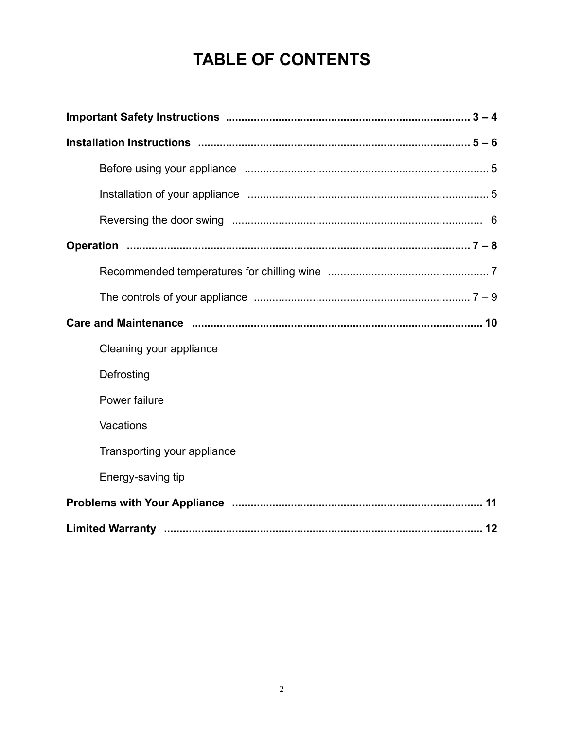# TABLE OF CONTENTS

**Important Safety Instructions** .............................................................................. **3 – 4**

**Installation Instructions** ....................................................................................... **5 – 6**

Before using your appliance ............................................................................. 5

Installation of your appliance ............................................................................. 5

Reversing the door swing ................................................................................ 6

**Operation** .............................................................................................................. **7 – 8**

Recommended temperatures for chilling wine ................................................... 7

The controls of your appliance ..................................................................... 7 – 9

**Care and Maintenance** ............................................................................................ **10**

Cleaning your appliance

Defrosting

Power failure

Vacations

Transporting your appliance

Energy-saving tip

**Problems with Your Appliance** ............................................................................... **11**

**Limited Warranty** ..................................................................................................... **12**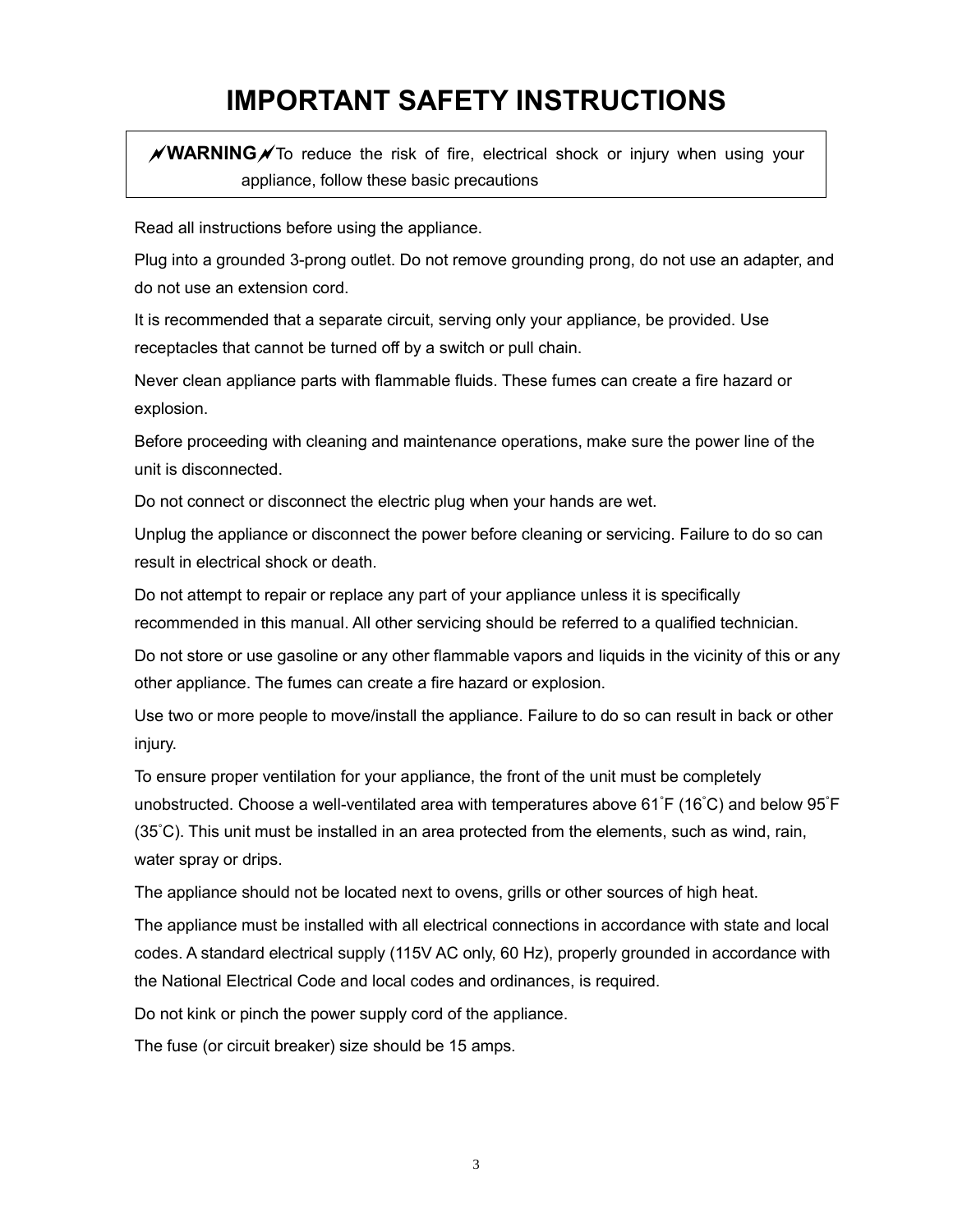# IMPORTANT SAFETY INSTRUCTIONS

**WARNING** To reduce the risk of fire, electrical shock or injury when using your appliance, follow these basic precautions

Read all instructions before using the appliance.

Plug into a grounded 3-prong outlet. Do not remove grounding prong, do not use an adapter, and do not use an extension cord.

It is recommended that a separate circuit, serving only your appliance, be provided. Use receptacles that cannot be turned off by a switch or pull chain.

Never clean appliance parts with flammable fluids. These fumes can create a fire hazard or explosion.

Before proceeding with cleaning and maintenance operations, make sure the power line of the unit is disconnected.

Do not connect or disconnect the electric plug when your hands are wet.

Unplug the appliance or disconnect the power before cleaning or servicing. Failure to do so can result in electrical shock or death.

Do not attempt to repair or replace any part of your appliance unless it is specifically recommended in this manual. All other servicing should be referred to a qualified technician.

Do not store or use gasoline or any other flammable vapors and liquids in the vicinity of this or any other appliance. The fumes can create a fire hazard or explosion.

Use two or more people to move/install the appliance. Failure to do so can result in back or other injury.

To ensure proper ventilation for your appliance, the front of the unit must be completely unobstructed. Choose a well-ventilated area with temperatures above 61˚F (16˚C) and below 95˚F (35˚C). This unit must be installed in an area protected from the elements, such as wind, rain, water spray or drips.

The appliance should not be located next to ovens, grills or other sources of high heat.

The appliance must be installed with all electrical connections in accordance with state and local codes. A standard electrical supply (115V AC only, 60 Hz), properly grounded in accordance with the National Electrical Code and local codes and ordinances, is required.

Do not kink or pinch the power supply cord of the appliance.

The fuse (or circuit breaker) size should be 15 amps.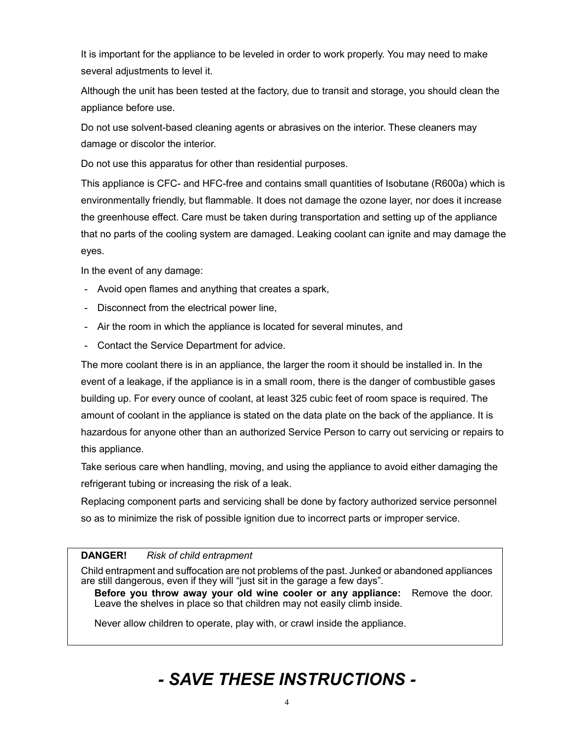It is important for the appliance to be leveled in order to work properly. You may need to make several adjustments to level it.

Although the unit has been tested at the factory, due to transit and storage, you should clean the appliance before use.

Do not use solvent-based cleaning agents or abrasives on the interior. These cleaners may damage or discolor the interior.

Do not use this apparatus for other than residential purposes.

This appliance is CFC- and HFC-free and contains small quantities of Isobutane (R600a) which is environmentally friendly, but flammable. It does not damage the ozone layer, nor does it increase the greenhouse effect. Care must be taken during transportation and setting up of the appliance that no parts of the cooling system are damaged. Leaking coolant can ignite and may damage the eyes.

In the event of any damage:

- Avoid open flames and anything that creates a spark,
- Disconnect from the electrical power line,
- Air the room in which the appliance is located for several minutes, and
- Contact the Service Department for advice.

The more coolant there is in an appliance, the larger the room it should be installed in. In the event of a leakage, if the appliance is in a small room, there is the danger of combustible gases building up. For every ounce of coolant, at least 325 cubic feet of room space is required. The amount of coolant in the appliance is stated on the data plate on the back of the appliance. It is hazardous for anyone other than an authorized Service Person to carry out servicing or repairs to this appliance.

Take serious care when handling, moving, and using the appliance to avoid either damaging the refrigerant tubing or increasing the risk of a leak.

Replacing component parts and servicing shall be done by factory authorized service personnel so as to minimize the risk of possible ignition due to incorrect parts or improper service.

**DANGER!** *Risk of child entrapment*

Child entrapment and suffocation are not problems of the past. Junked or abandoned appliances are still dangerous, even if they will "just sit in the garage a few days".

**Before you throw away your old wine cooler or any appliance:** Remove the door. Leave the shelves in place so that children may not easily climb inside.

Never allow children to operate, play with, or crawl inside the appliance.

# *- SAVE THESE INSTRUCTIONS -*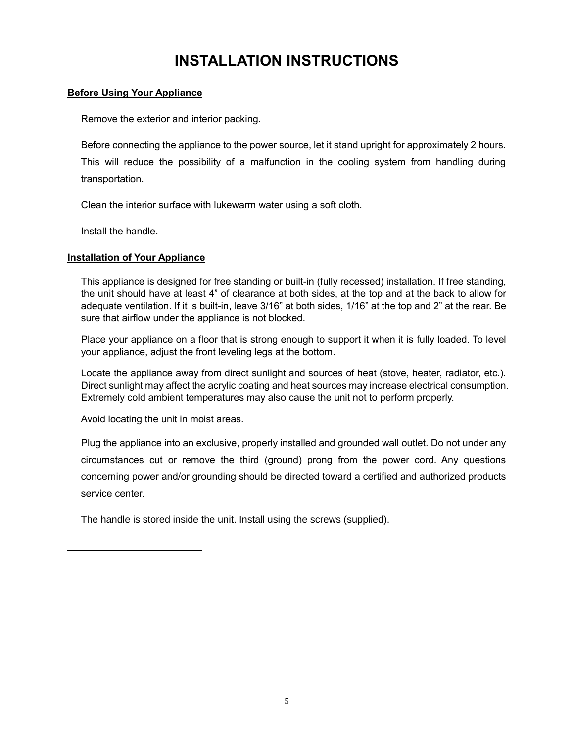# INSTALLATION INSTRUCTIONS

## Before Using Your Appliance

Remove the exterior and interior packing.

Before connecting the appliance to the power source, let it stand upright for approximately 2 hours. This will reduce the possibility of a malfunction in the cooling system from handling during transportation.

Clean the interior surface with lukewarm water using a soft cloth.

Install the handle.

## Installation of Your Appliance

This appliance is designed for free standing or built-in (fully recessed) installation. If free standing, the unit should have at least 4" of clearance at both sides, at the top and at the back to allow for adequate ventilation. If it is built-in, leave 3/16" at both sides, 1/16" at the top and 2" at the rear. Be sure that airflow under the appliance is not blocked.

Place your appliance on a floor that is strong enough to support it when it is fully loaded. To level your appliance, adjust the front leveling legs at the bottom.

Locate the appliance away from direct sunlight and sources of heat (stove, heater, radiator, etc.). Direct sunlight may affect the acrylic coating and heat sources may increase electrical consumption. Extremely cold ambient temperatures may also cause the unit not to perform properly.

Avoid locating the unit in moist areas.

Plug the appliance into an exclusive, properly installed and grounded wall outlet. Do not under any circumstances cut or remove the third (ground) prong from the power cord. Any questions concerning power and/or grounding should be directed toward a certified and authorized products service center.

The handle is stored inside the unit. Install using the screws (supplied).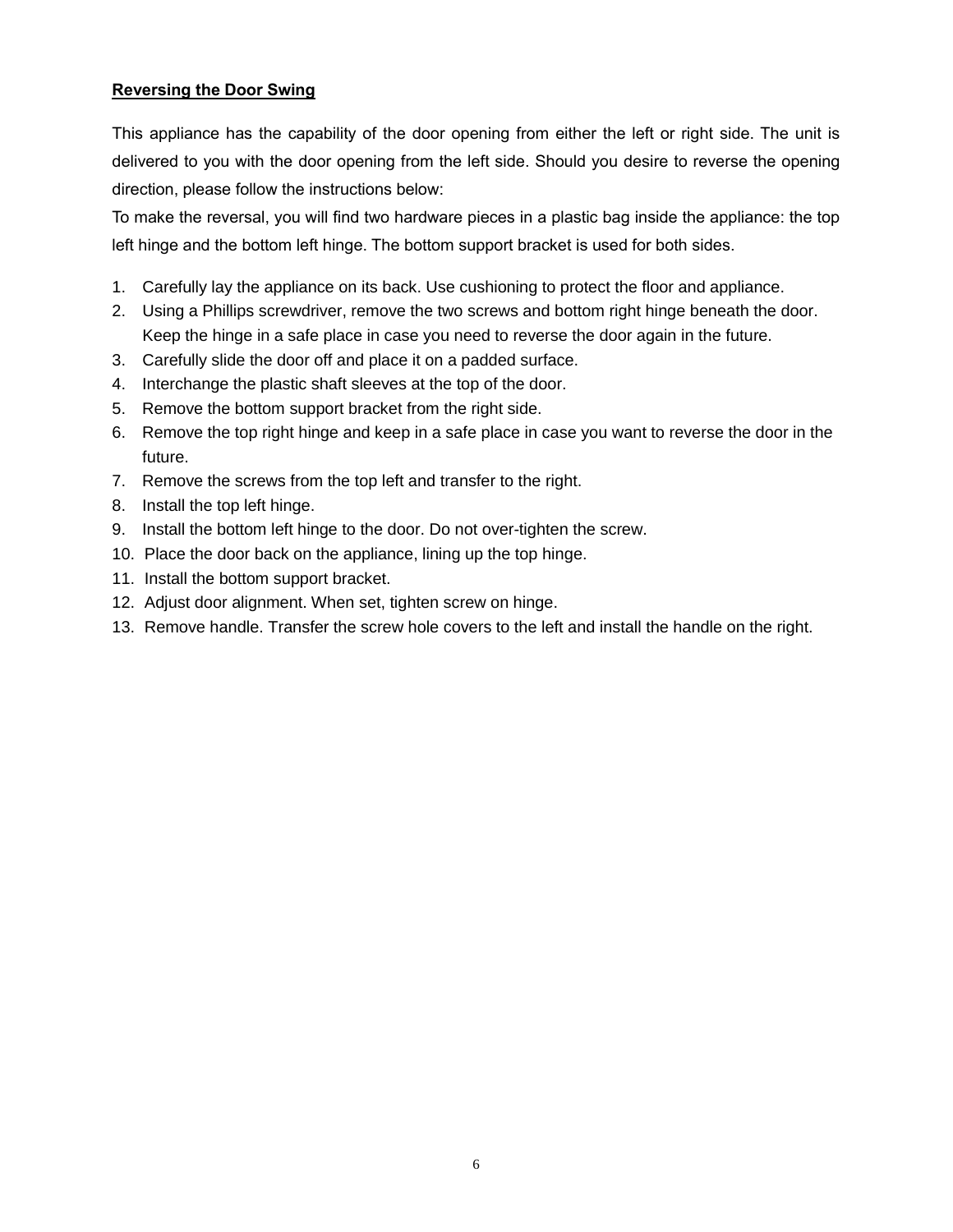## Reversing the Door Swing

This appliance has the capability of the door opening from either the left or right side. The unit is delivered to you with the door opening from the left side. Should you desire to reverse the opening direction, please follow the instructions below:

To make the reversal, you will find two hardware pieces in a plastic bag inside the appliance: the top left hinge and the bottom left hinge. The bottom support bracket is used for both sides.

1. Carefully lay the appliance on its back. Use cushioning to protect the floor and appliance.
2. Using a Phillips screwdriver, remove the two screws and bottom right hinge beneath the door. Keep the hinge in a safe place in case you need to reverse the door again in the future.
3. Carefully slide the door off and place it on a padded surface.
4. Interchange the plastic shaft sleeves at the top of the door.
5. Remove the bottom support bracket from the right side.
6. Remove the top right hinge and keep in a safe place in case you want to reverse the door in the future.
7. Remove the screws from the top left and transfer to the right.
8. Install the top left hinge.
9. Install the bottom left hinge to the door. Do not over-tighten the screw.
10. Place the door back on the appliance, lining up the top hinge.
11. Install the bottom support bracket.
12. Adjust door alignment. When set, tighten screw on hinge.
13. Remove handle. Transfer the screw hole covers to the left and install the handle on the right.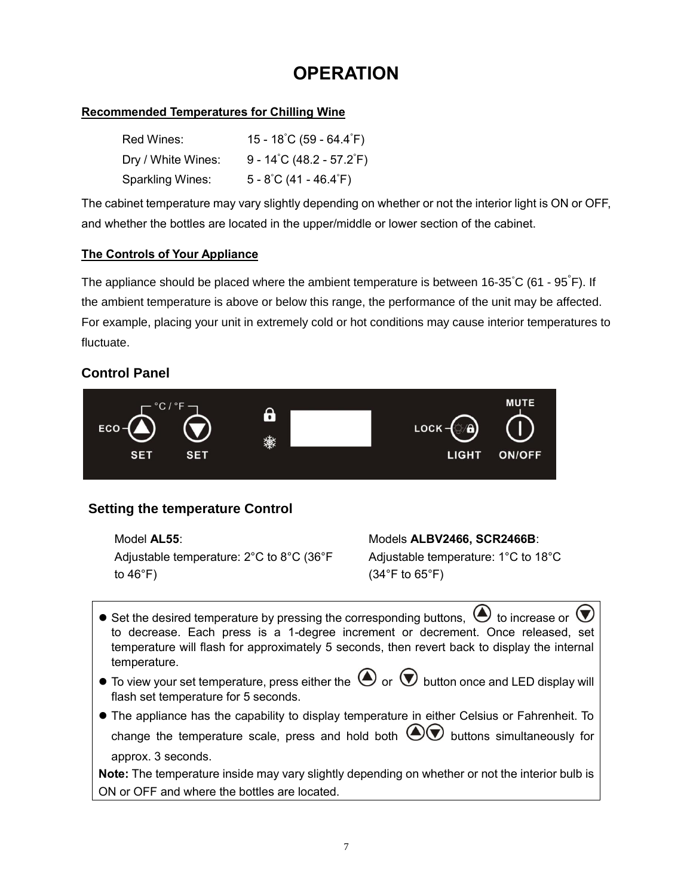# OPERATION

**Recommended Temperatures for Chilling Wine**

| | |
|---|---|
| Red Wines: | 15 - 18°C (59 - 64.4°F) |
| Dry / White Wines: | 9 - 14°C (48.2 - 57.2°F) |
| Sparkling Wines: | 5 - 8°C (41 - 46.4°F) |

The cabinet temperature may vary slightly depending on whether or not the interior light is ON or OFF, and whether the bottles are located in the upper/middle or lower section of the cabinet.

**The Controls of Your Appliance**

The appliance should be placed where the ambient temperature is between 16-35°C (61 - 95°F). If the ambient temperature is above or below this range, the performance of the unit may be affected. For example, placing your unit in extremely cold or hot conditions may cause interior temperatures to fluctuate.

## Control Panel

°C / °F ECO SET SET LOCK LIGHT MUTE ON/OFF

## Setting the temperature Control

Model **AL55**:
Adjustable temperature: 2°C to 8°C (36°F to 46°F)

Models **ALBV2466, SCR2466B**:
Adjustable temperature: 1°C to 18°C (34°F to 65°F)

- Set the desired temperature by pressing the corresponding buttons, ▲ to increase or ▼ to decrease. Each press is a 1-degree increment or decrement. Once released, set temperature will flash for approximately 5 seconds, then revert back to display the internal temperature.
- To view your set temperature, press either the ▲ or ▼ button once and LED display will flash set temperature for 5 seconds.
- The appliance has the capability to display temperature in either Celsius or Fahrenheit. To change the temperature scale, press and hold both ▲▼ buttons simultaneously for approx. 3 seconds.

**Note:** The temperature inside may vary slightly depending on whether or not the interior bulb is ON or OFF and where the bottles are located.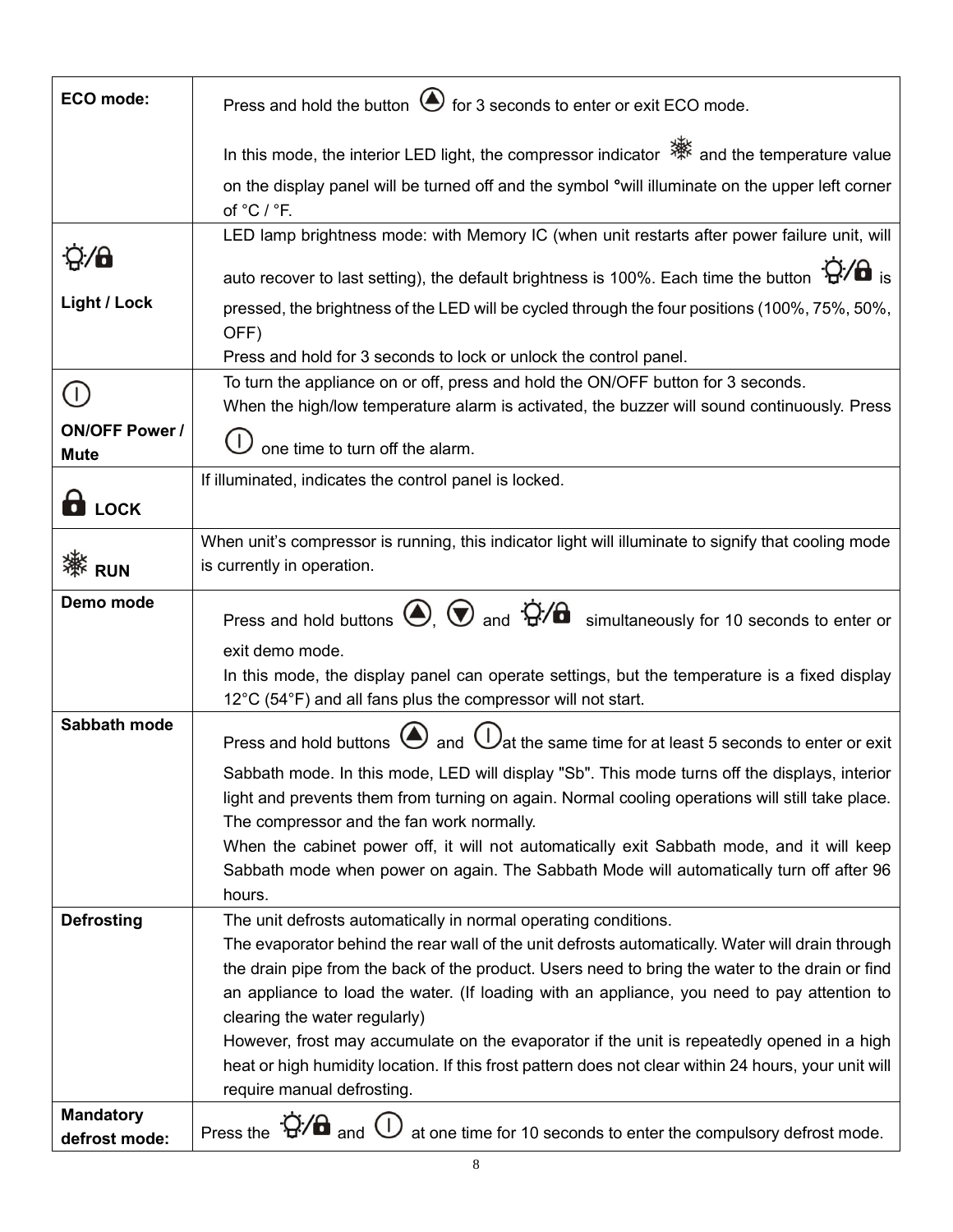| ECO mode: | Press and hold the button ⏶ for 3 seconds to enter or exit ECO mode.<br><br>In this mode, the interior LED light, the compressor indicator ❄ and the temperature value on the display panel will be turned off and the symbol °will illuminate on the upper left corner of °C / °F. |
|---|---|
| 💡/🔒<br><br>**Light / Lock** | LED lamp brightness mode: with Memory IC (when unit restarts after power failure unit, will auto recover to last setting), the default brightness is 100%. Each time the button 💡/🔒 is pressed, the brightness of the LED will be cycled through the four positions (100%, 75%, 50%, OFF)<br>Press and hold for 3 seconds to lock or unlock the control panel. |
| ⏻<br><br>**ON/OFF Power / Mute** | To turn the appliance on or off, press and hold the ON/OFF button for 3 seconds.<br>When the high/low temperature alarm is activated, the buzzer will sound continuously. Press ⏻ one time to turn off the alarm. |
| 🔒 **LOCK** | If illuminated, indicates the control panel is locked. |
| ❄ **RUN** | When unit's compressor is running, this indicator light will illuminate to signify that cooling mode is currently in operation. |
| **Demo mode** | Press and hold buttons ⏶, ⏷ and 💡/🔒 simultaneously for 10 seconds to enter or exit demo mode.<br>In this mode, the display panel can operate settings, but the temperature is a fixed display 12°C (54°F) and all fans plus the compressor will not start. |
| **Sabbath mode** | Press and hold buttons ⏶ and ⏻at the same time for at least 5 seconds to enter or exit Sabbath mode. In this mode, LED will display "Sb". This mode turns off the displays, interior light and prevents them from turning on again. Normal cooling operations will still take place. The compressor and the fan work normally.<br>When the cabinet power off, it will not automatically exit Sabbath mode, and it will keep Sabbath mode when power on again. The Sabbath Mode will automatically turn off after 96 hours. |
| **Defrosting** | The unit defrosts automatically in normal operating conditions.<br>The evaporator behind the rear wall of the unit defrosts automatically. Water will drain through the drain pipe from the back of the product. Users need to bring the water to the drain or find an appliance to load the water. (If loading with an appliance, you need to pay attention to clearing the water regularly)<br>However, frost may accumulate on the evaporator if the unit is repeatedly opened in a high heat or high humidity location. If this frost pattern does not clear within 24 hours, your unit will require manual defrosting. |
| **Mandatory defrost mode:** | Press the 💡/🔒 and ⏻ at one time for 10 seconds to enter the compulsory defrost mode. |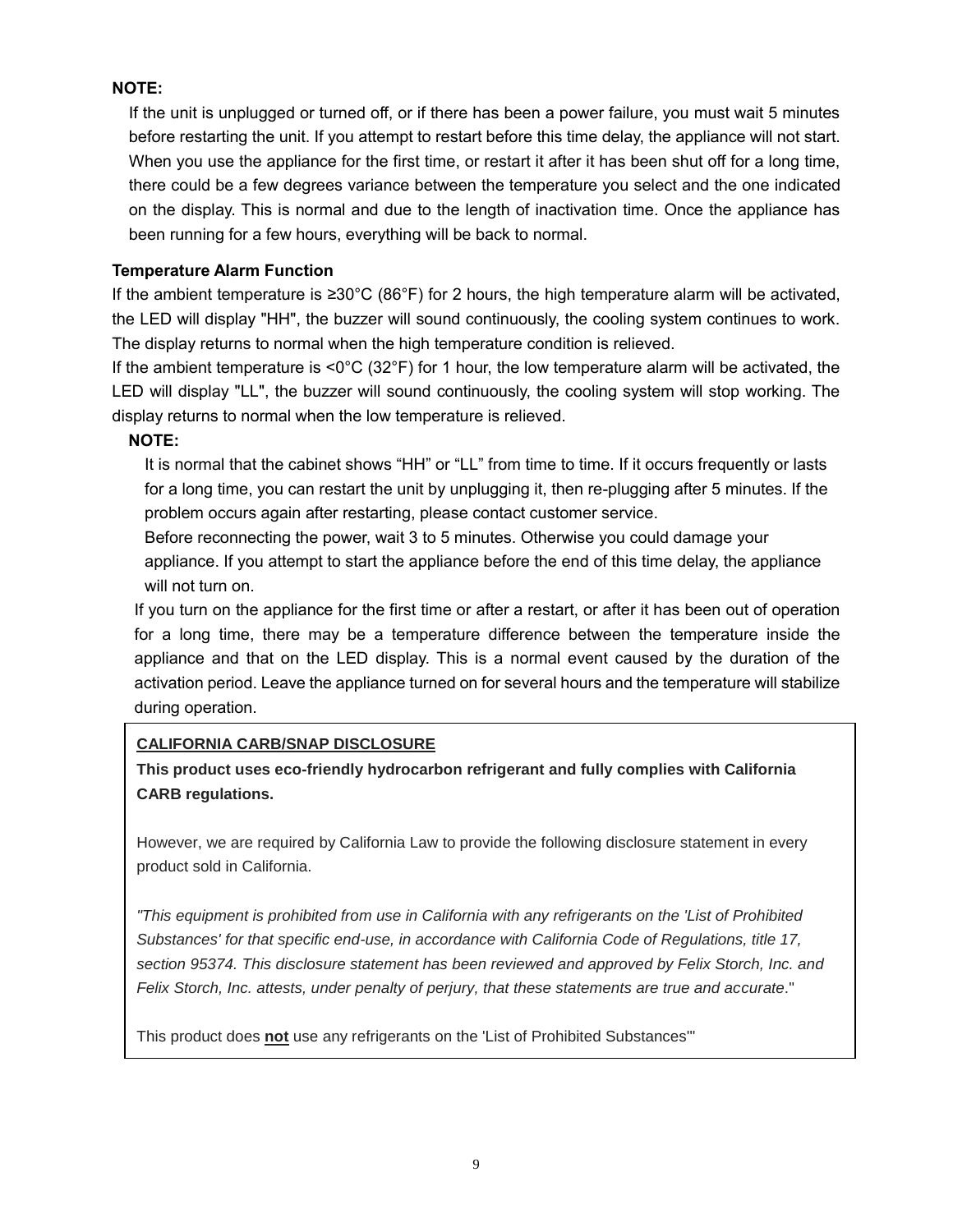**NOTE:**

If the unit is unplugged or turned off, or if there has been a power failure, you must wait 5 minutes before restarting the unit. If you attempt to restart before this time delay, the appliance will not start. When you use the appliance for the first time, or restart it after it has been shut off for a long time, there could be a few degrees variance between the temperature you select and the one indicated on the display. This is normal and due to the length of inactivation time. Once the appliance has been running for a few hours, everything will be back to normal.

**Temperature Alarm Function**

If the ambient temperature is ≥30°C (86°F) for 2 hours, the high temperature alarm will be activated, the LED will display "HH", the buzzer will sound continuously, the cooling system continues to work. The display returns to normal when the high temperature condition is relieved.

If the ambient temperature is <0°C (32°F) for 1 hour, the low temperature alarm will be activated, the LED will display "LL", the buzzer will sound continuously, the cooling system will stop working. The display returns to normal when the low temperature is relieved.

**NOTE:**

It is normal that the cabinet shows “HH” or “LL” from time to time. If it occurs frequently or lasts for a long time, you can restart the unit by unplugging it, then re-plugging after 5 minutes. If the problem occurs again after restarting, please contact customer service.

Before reconnecting the power, wait 3 to 5 minutes. Otherwise you could damage your appliance. If you attempt to start the appliance before the end of this time delay, the appliance will not turn on.

If you turn on the appliance for the first time or after a restart, or after it has been out of operation for a long time, there may be a temperature difference between the temperature inside the appliance and that on the LED display. This is a normal event caused by the duration of the activation period. Leave the appliance turned on for several hours and the temperature will stabilize during operation.

**CALIFORNIA CARB/SNAP DISCLOSURE**

**This product uses eco-friendly hydrocarbon refrigerant and fully complies with California CARB regulations.**

However, we are required by California Law to provide the following disclosure statement in every product sold in California.

*"This equipment is prohibited from use in California with any refrigerants on the 'List of Prohibited Substances' for that specific end-use, in accordance with California Code of Regulations, title 17, section 95374. This disclosure statement has been reviewed and approved by Felix Storch, Inc. and Felix Storch, Inc. attests, under penalty of perjury, that these statements are true and accurate*."

This product does **not** use any refrigerants on the 'List of Prohibited Substances'"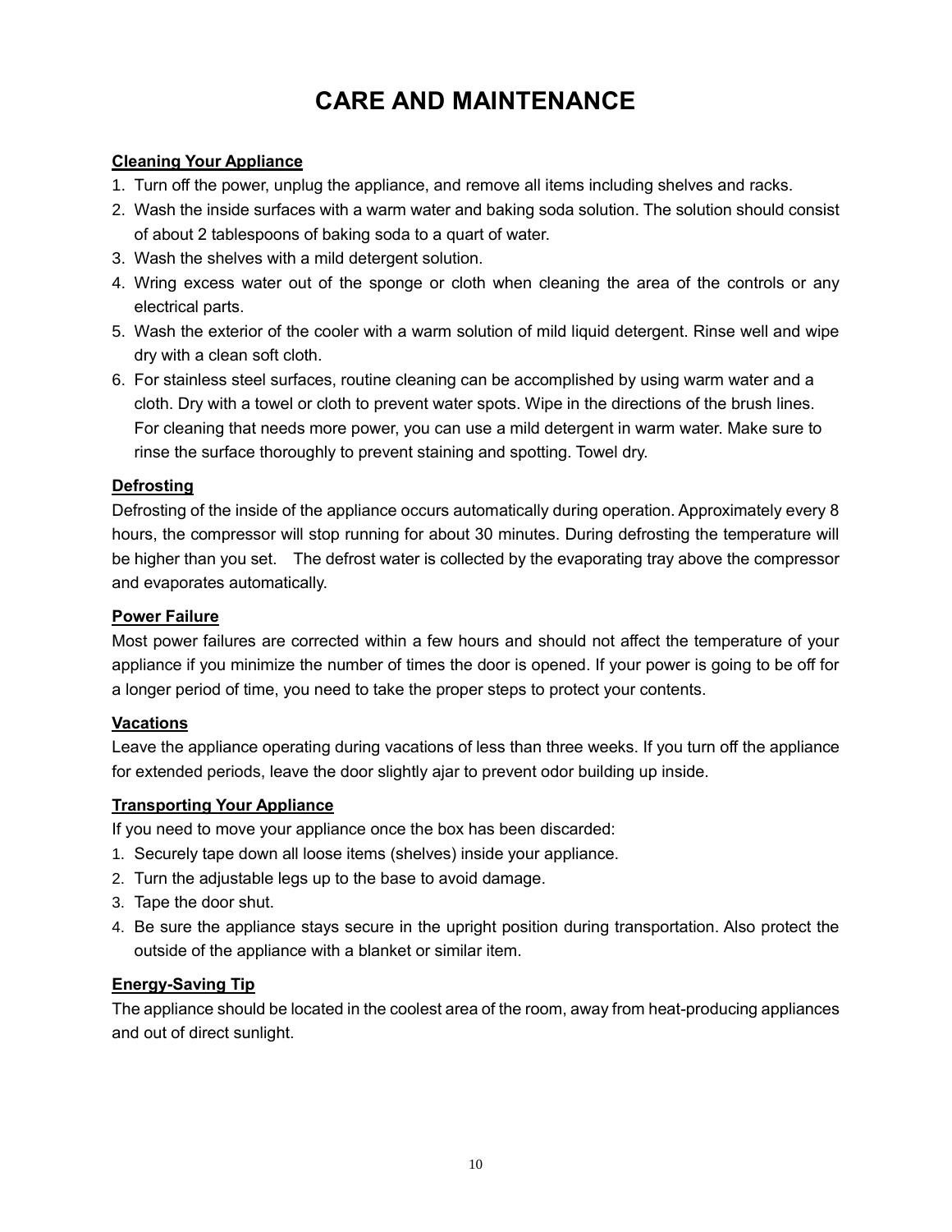# CARE AND MAINTENANCE

**Cleaning Your Appliance**

1. Turn off the power, unplug the appliance, and remove all items including shelves and racks.
2. Wash the inside surfaces with a warm water and baking soda solution. The solution should consist of about 2 tablespoons of baking soda to a quart of water.
3. Wash the shelves with a mild detergent solution.
4. Wring excess water out of the sponge or cloth when cleaning the area of the controls or any electrical parts.
5. Wash the exterior of the cooler with a warm solution of mild liquid detergent. Rinse well and wipe dry with a clean soft cloth.
6. For stainless steel surfaces, routine cleaning can be accomplished by using warm water and a cloth. Dry with a towel or cloth to prevent water spots. Wipe in the directions of the brush lines. For cleaning that needs more power, you can use a mild detergent in warm water. Make sure to rinse the surface thoroughly to prevent staining and spotting. Towel dry.

**Defrosting**

Defrosting of the inside of the appliance occurs automatically during operation. Approximately every 8 hours, the compressor will stop running for about 30 minutes. During defrosting the temperature will be higher than you set. The defrost water is collected by the evaporating tray above the compressor and evaporates automatically.

**Power Failure**

Most power failures are corrected within a few hours and should not affect the temperature of your appliance if you minimize the number of times the door is opened. If your power is going to be off for a longer period of time, you need to take the proper steps to protect your contents.

**Vacations**

Leave the appliance operating during vacations of less than three weeks. If you turn off the appliance for extended periods, leave the door slightly ajar to prevent odor building up inside.

**Transporting Your Appliance**

If you need to move your appliance once the box has been discarded:

1. Securely tape down all loose items (shelves) inside your appliance.
2. Turn the adjustable legs up to the base to avoid damage.
3. Tape the door shut.
4. Be sure the appliance stays secure in the upright position during transportation. Also protect the outside of the appliance with a blanket or similar item.

**Energy-Saving Tip**

The appliance should be located in the coolest area of the room, away from heat-producing appliances and out of direct sunlight.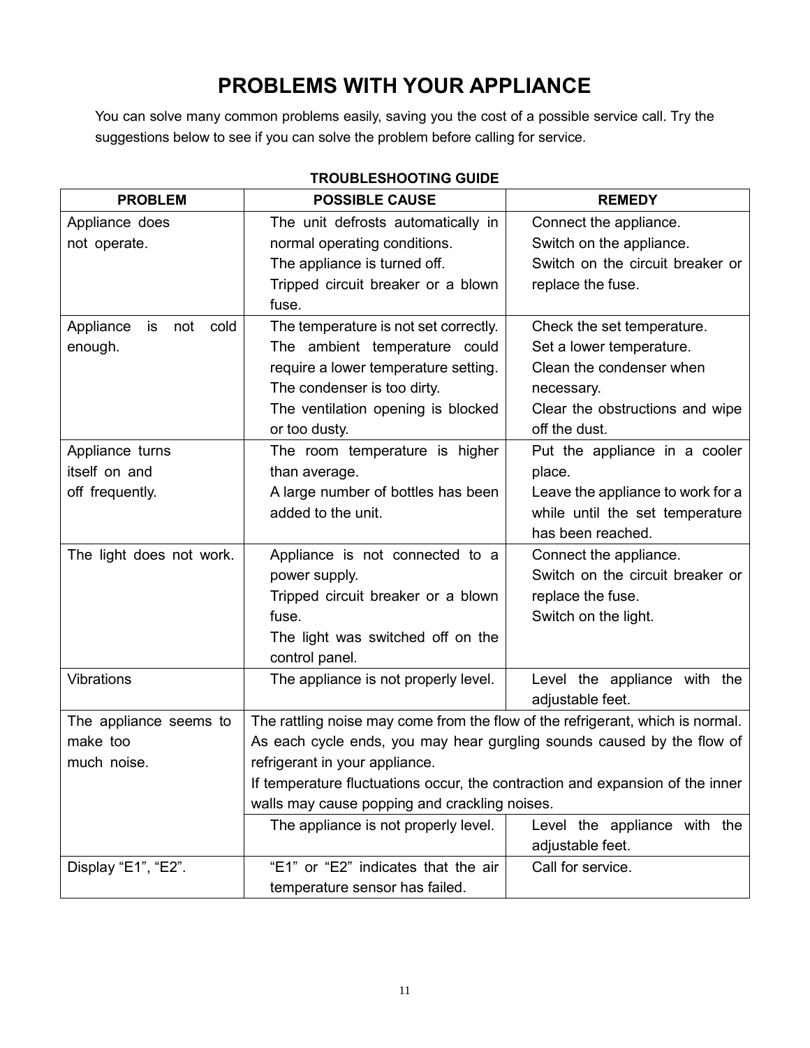# PROBLEMS WITH YOUR APPLIANCE

You can solve many common problems easily, saving you the cost of a possible service call. Try the suggestions below to see if you can solve the problem before calling for service.

**TROUBLESHOOTING GUIDE**

| PROBLEM | POSSIBLE CAUSE | REMEDY |
|---|---|---|
| Appliance does not operate. | The unit defrosts automatically in normal operating conditions.<br>The appliance is turned off.<br>Tripped circuit breaker or a blown fuse. | Connect the appliance.<br>Switch on the appliance.<br>Switch on the circuit breaker or replace the fuse. |
| Appliance is not cold enough. | The temperature is not set correctly.<br>The ambient temperature could require a lower temperature setting.<br>The condenser is too dirty.<br>The ventilation opening is blocked or too dusty. | Check the set temperature.<br>Set a lower temperature.<br>Clean the condenser when necessary.<br>Clear the obstructions and wipe off the dust. |
| Appliance turns itself on and off frequently. | The room temperature is higher than average.<br>A large number of bottles has been added to the unit. | Put the appliance in a cooler place.<br>Leave the appliance to work for a while until the set temperature has been reached. |
| The light does not work. | Appliance is not connected to a power supply.<br>Tripped circuit breaker or a blown fuse.<br>The light was switched off on the control panel. | Connect the appliance.<br>Switch on the circuit breaker or replace the fuse.<br>Switch on the light. |
| Vibrations | The appliance is not properly level. | Level the appliance with the adjustable feet. |
| The appliance seems to make too much noise. | The rattling noise may come from the flow of the refrigerant, which is normal.<br>As each cycle ends, you may hear gurgling sounds caused by the flow of refrigerant in your appliance.<br>If temperature fluctuations occur, the contraction and expansion of the inner walls may cause popping and crackling noises. | |
| | The appliance is not properly level. | Level the appliance with the adjustable feet. |
| Display “E1”, “E2”. | “E1” or “E2” indicates that the air temperature sensor has failed. | Call for service. |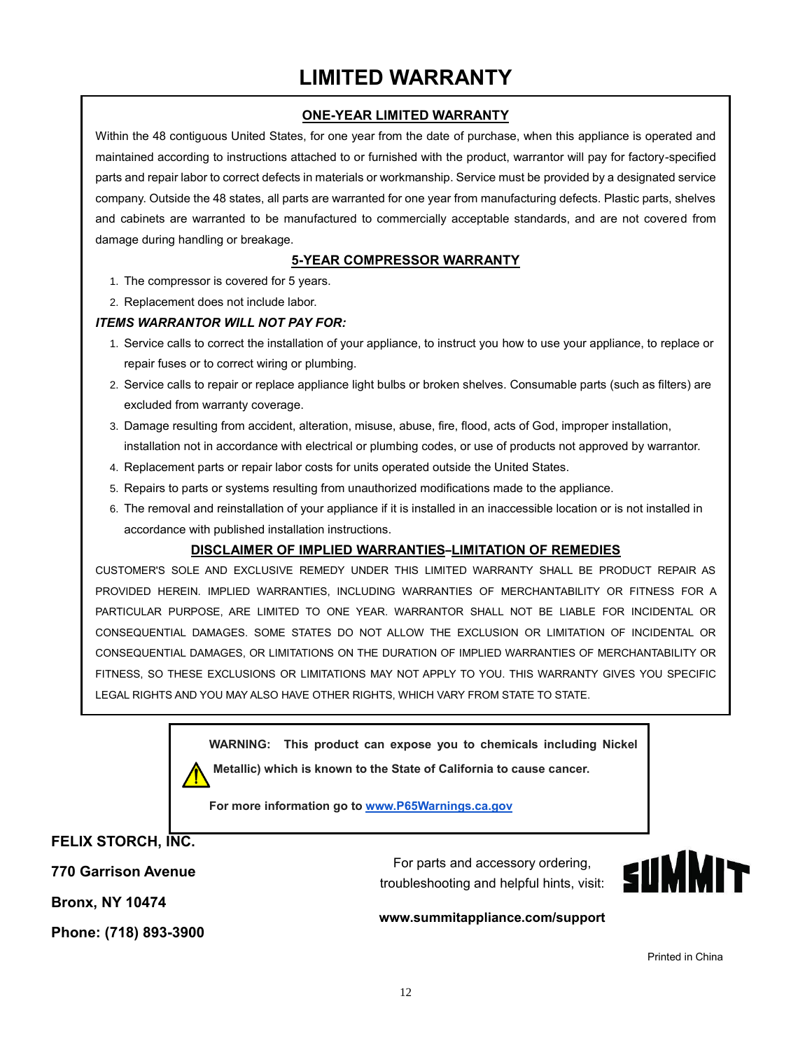# LIMITED WARRANTY

## ONE-YEAR LIMITED WARRANTY

Within the 48 contiguous United States, for one year from the date of purchase, when this appliance is operated and maintained according to instructions attached to or furnished with the product, warrantor will pay for factory-specified parts and repair labor to correct defects in materials or workmanship. Service must be provided by a designated service company. Outside the 48 states, all parts are warranted for one year from manufacturing defects. Plastic parts, shelves and cabinets are warranted to be manufactured to commercially acceptable standards, and are not covered from damage during handling or breakage.

## 5-YEAR COMPRESSOR WARRANTY

1. The compressor is covered for 5 years.
2. Replacement does not include labor.

***ITEMS WARRANTOR WILL NOT PAY FOR:***

1. Service calls to correct the installation of your appliance, to instruct you how to use your appliance, to replace or repair fuses or to correct wiring or plumbing.
2. Service calls to repair or replace appliance light bulbs or broken shelves. Consumable parts (such as filters) are excluded from warranty coverage.
3. Damage resulting from accident, alteration, misuse, abuse, fire, flood, acts of God, improper installation, installation not in accordance with electrical or plumbing codes, or use of products not approved by warrantor.
4. Replacement parts or repair labor costs for units operated outside the United States.
5. Repairs to parts or systems resulting from unauthorized modifications made to the appliance.
6. The removal and reinstallation of your appliance if it is installed in an inaccessible location or is not installed in accordance with published installation instructions.

## DISCLAIMER OF IMPLIED WARRANTIES–LIMITATION OF REMEDIES

CUSTOMER'S SOLE AND EXCLUSIVE REMEDY UNDER THIS LIMITED WARRANTY SHALL BE PRODUCT REPAIR AS PROVIDED HEREIN. IMPLIED WARRANTIES, INCLUDING WARRANTIES OF MERCHANTABILITY OR FITNESS FOR A PARTICULAR PURPOSE, ARE LIMITED TO ONE YEAR. WARRANTOR SHALL NOT BE LIABLE FOR INCIDENTAL OR CONSEQUENTIAL DAMAGES. SOME STATES DO NOT ALLOW THE EXCLUSION OR LIMITATION OF INCIDENTAL OR CONSEQUENTIAL DAMAGES, OR LIMITATIONS ON THE DURATION OF IMPLIED WARRANTIES OF MERCHANTABILITY OR FITNESS, SO THESE EXCLUSIONS OR LIMITATIONS MAY NOT APPLY TO YOU. THIS WARRANTY GIVES YOU SPECIFIC LEGAL RIGHTS AND YOU MAY ALSO HAVE OTHER RIGHTS, WHICH VARY FROM STATE TO STATE.

**WARNING: This product can expose you to chemicals including Nickel Metallic) which is known to the State of California to cause cancer.**

**For more information go to www.P65Warnings.ca.gov**

**FELIX STORCH, INC.**

**770 Garrison Avenue**

**Bronx, NY 10474**

**Phone: (718) 893-3900**

For parts and accessory ordering, troubleshooting and helpful hints, visit:

**www.summitappliance.com/support**

SUMMIT

Printed in China